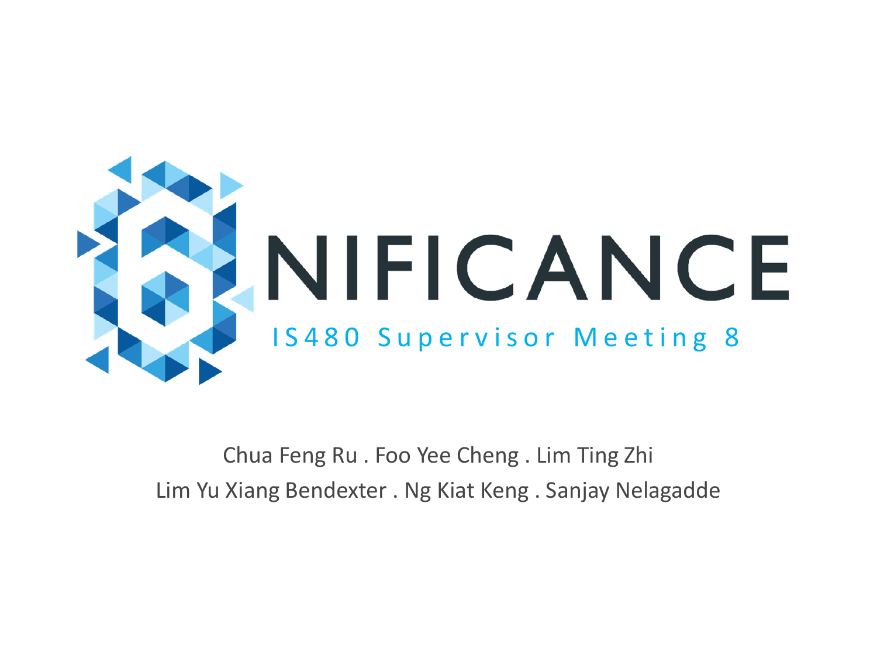# 6NIFICANCE

## IS480 Supervisor Meeting 8

Chua Feng Ru . Foo Yee Cheng . Lim Ting Zhi

Lim Yu Xiang Bendexter . Ng Kiat Keng . Sanjay Nelagadde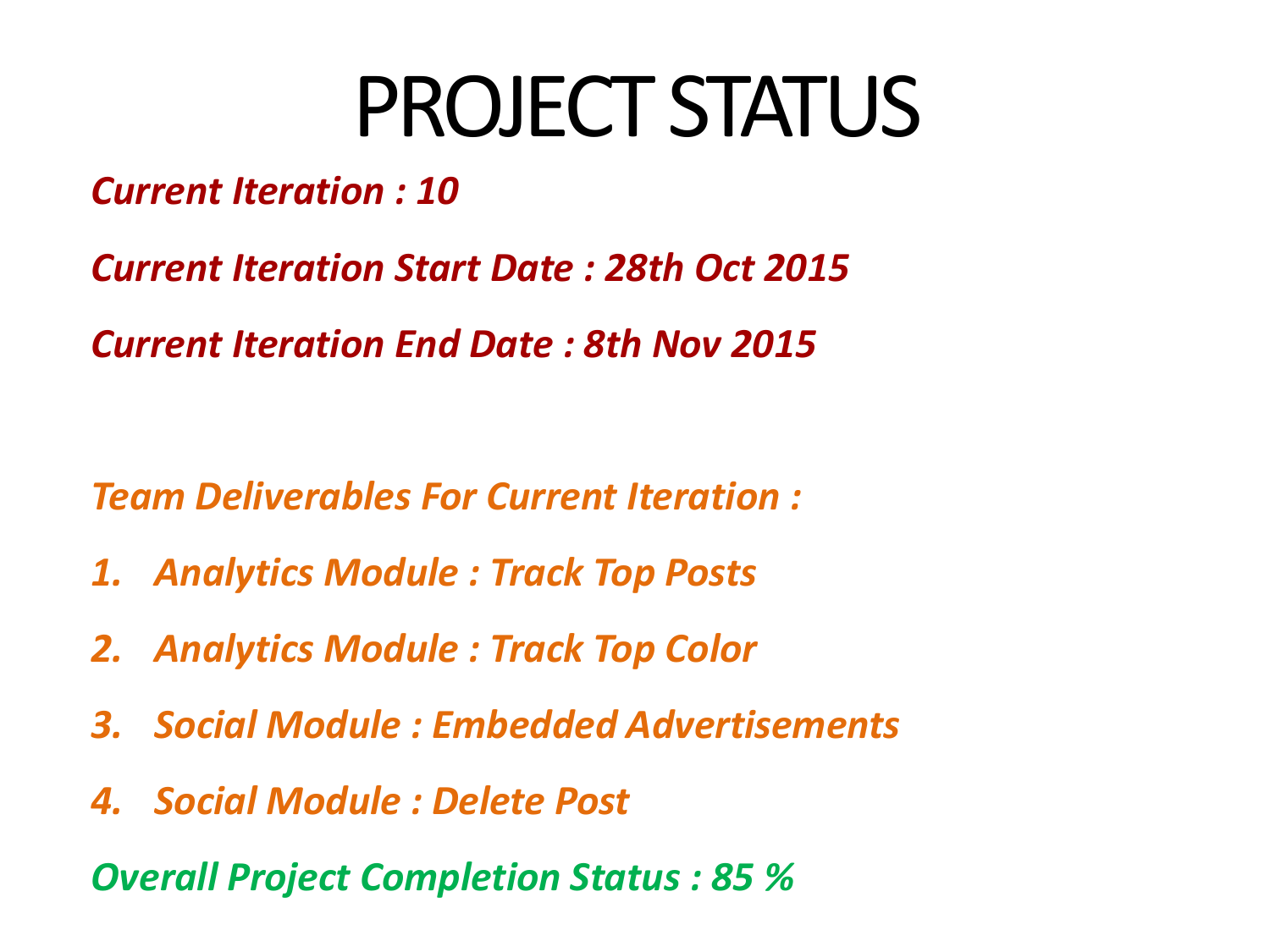# PROJECT STATUS

***Current Iteration : 10***

***Current Iteration Start Date : 28th Oct 2015***

***Current Iteration End Date : 8th Nov 2015***

***Team Deliverables For Current Iteration :***

1. ***Analytics Module : Track Top Posts***
2. ***Analytics Module : Track Top Color***
3. ***Social Module : Embedded Advertisements***
4. ***Social Module : Delete Post***

***Overall Project Completion Status : 85 %***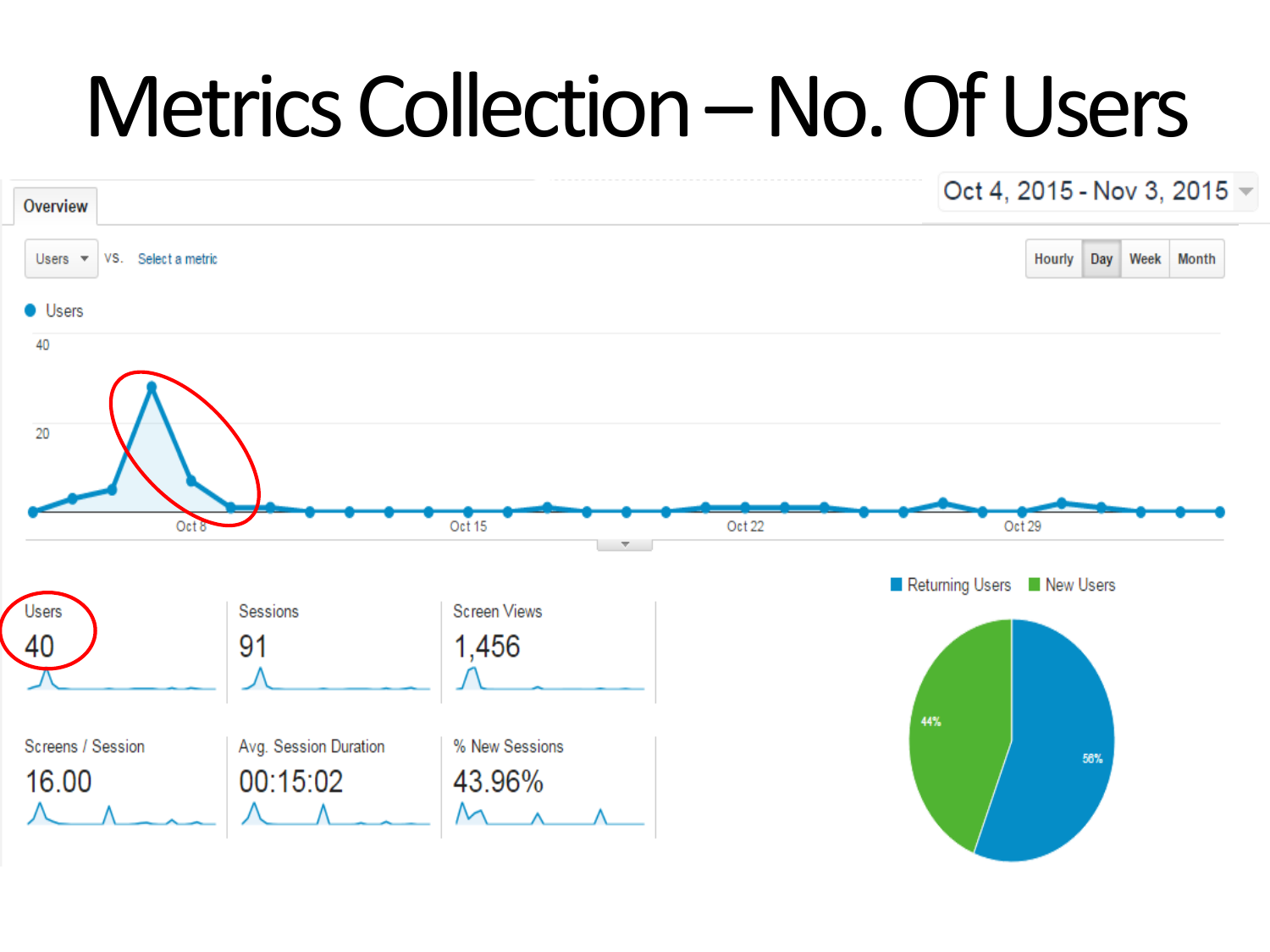# Metrics Collection – No. Of Users

Oct 4, 2015 - Nov 3, 2015

Overview

Users vs. Select a metric

Hourly | Day | Week | Month

Users

40

20

Oct 8 | Oct 15 | Oct 22 | Oct 29

| Users | Sessions | Screen Views |
|---|---|---|
| 40 | 91 | 1,456 |

| Screens / Session | Avg. Session Duration | % New Sessions |
|---|---|---|
| 16.00 | 00:15:02 | 43.96% |

Returning Users | New Users

44%

56%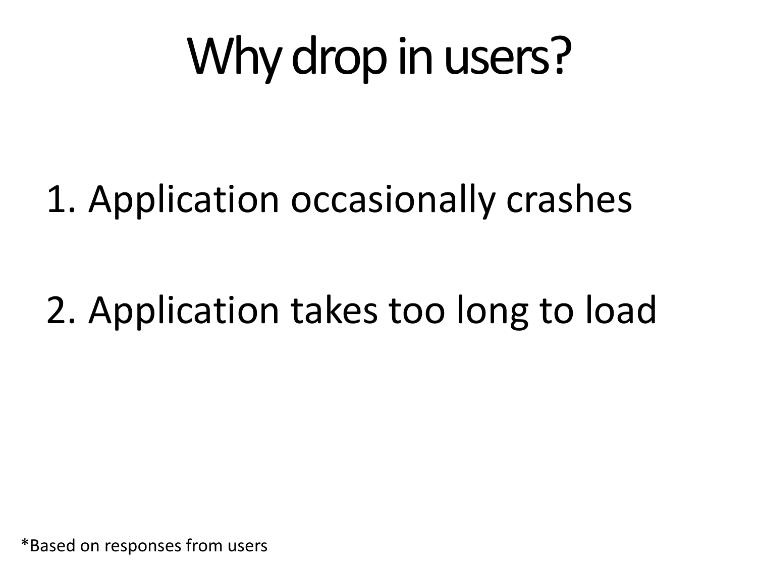# Why drop in users?

1. Application occasionally crashes

2. Application takes too long to load

*Based on responses from users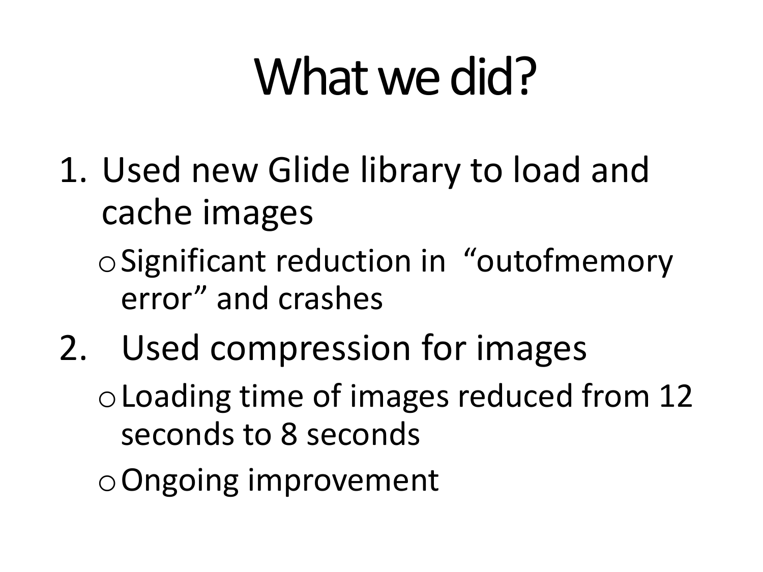# What we did?

1. Used new Glide library to load and cache images
   - Significant reduction in "outofmemory error" and crashes
2. Used compression for images
   - Loading time of images reduced from 12 seconds to 8 seconds
   - Ongoing improvement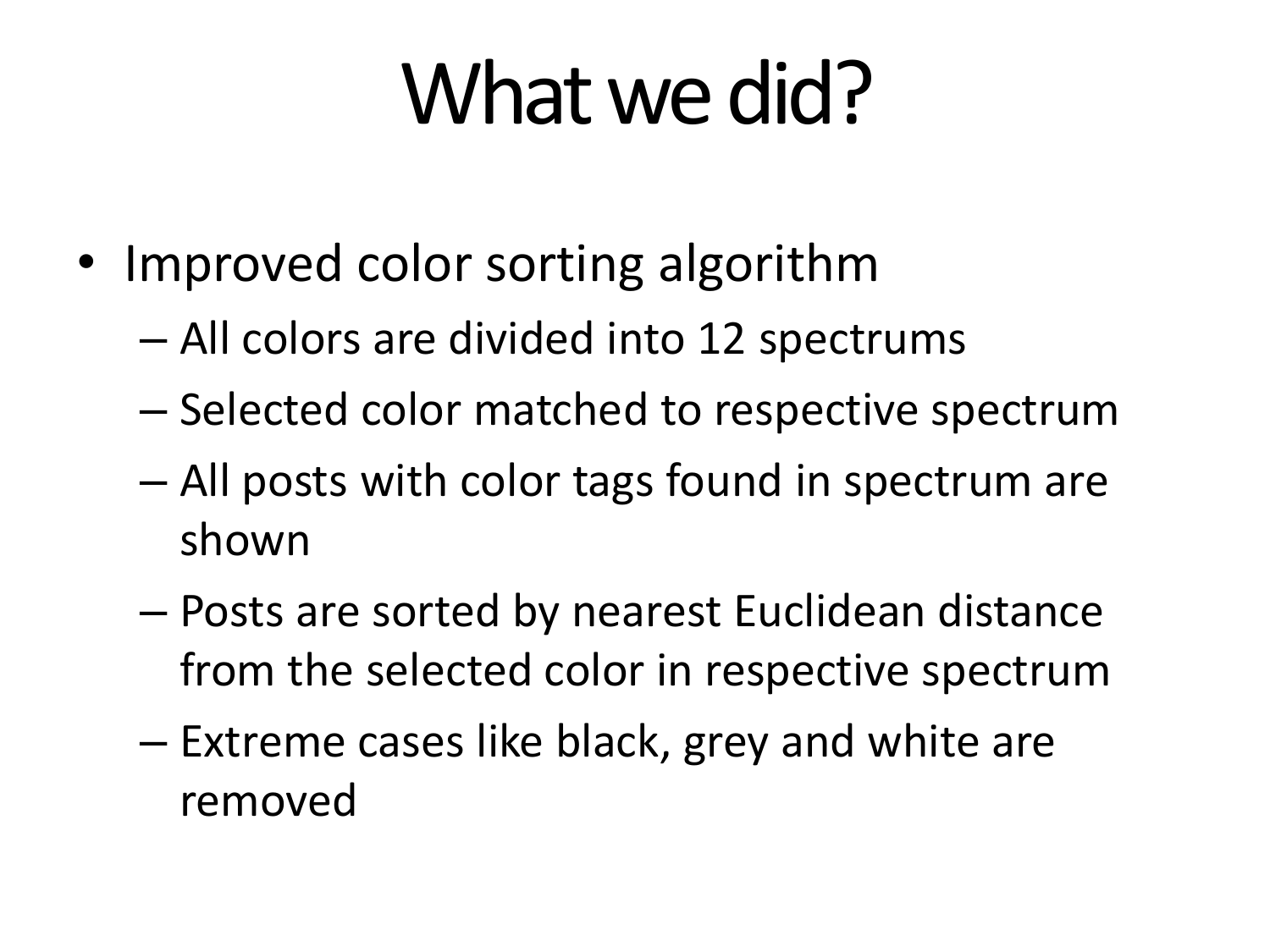# What we did?

- Improved color sorting algorithm
  - All colors are divided into 12 spectrums
  - Selected color matched to respective spectrum
  - All posts with color tags found in spectrum are shown
  - Posts are sorted by nearest Euclidean distance from the selected color in respective spectrum
  - Extreme cases like black, grey and white are removed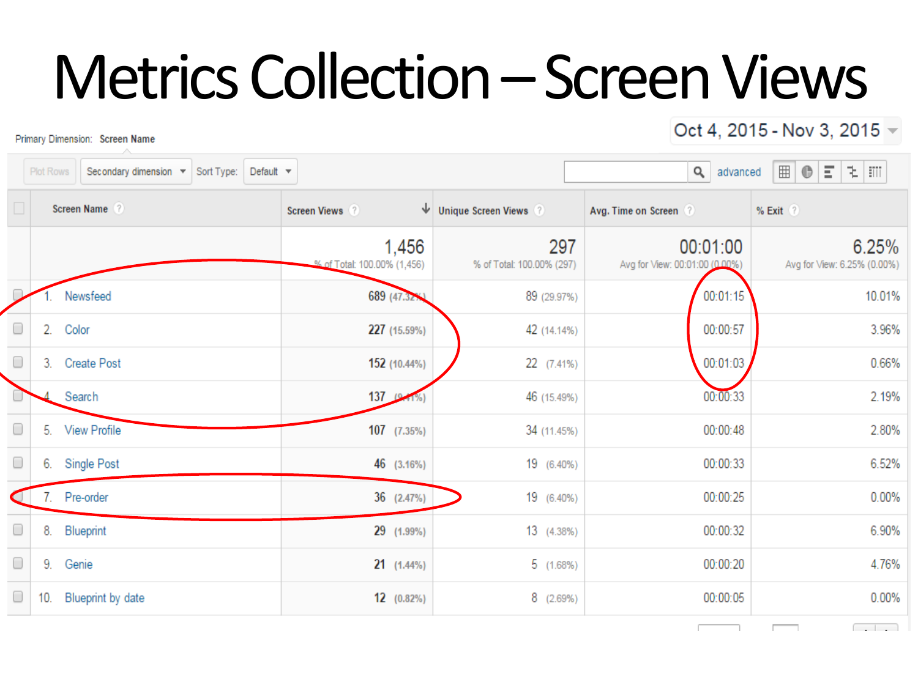# Metrics Collection – Screen Views

Oct 4, 2015 - Nov 3, 2015

Primary Dimension: Screen Name

| Screen Name | Screen Views | Unique Screen Views | Avg. Time on Screen | % Exit |
|---|---|---|---|---|
| | 1,456<br>% of Total: 100.00% (1,456) | 297<br>% of Total: 100.00% (297) | 00:01:00<br>Avg for View: 00:01:00 (0.00%) | 6.25%<br>Avg for View: 6.25% (0.00%) |
| 1. Newsfeed | 689 (47.32%) | 89 (29.97%) | 00:01:15 | 10.01% |
| 2. Color | 227 (15.59%) | 42 (14.14%) | 00:00:57 | 3.96% |
| 3. Create Post | 152 (10.44%) | 22 (7.41%) | 00:01:03 | 0.66% |
| 4. Search | 137 (9.41%) | 46 (15.49%) | 00:00:33 | 2.19% |
| 5. View Profile | 107 (7.35%) | 34 (11.45%) | 00:00:48 | 2.80% |
| 6. Single Post | 46 (3.16%) | 19 (6.40%) | 00:00:33 | 6.52% |
| 7. Pre-order | 36 (2.47%) | 19 (6.40%) | 00:00:25 | 0.00% |
| 8. Blueprint | 29 (1.99%) | 13 (4.38%) | 00:00:32 | 6.90% |
| 9. Genie | 21 (1.44%) | 5 (1.68%) | 00:00:20 | 4.76% |
| 10. Blueprint by date | 12 (0.82%) | 8 (2.69%) | 00:00:05 | 0.00% |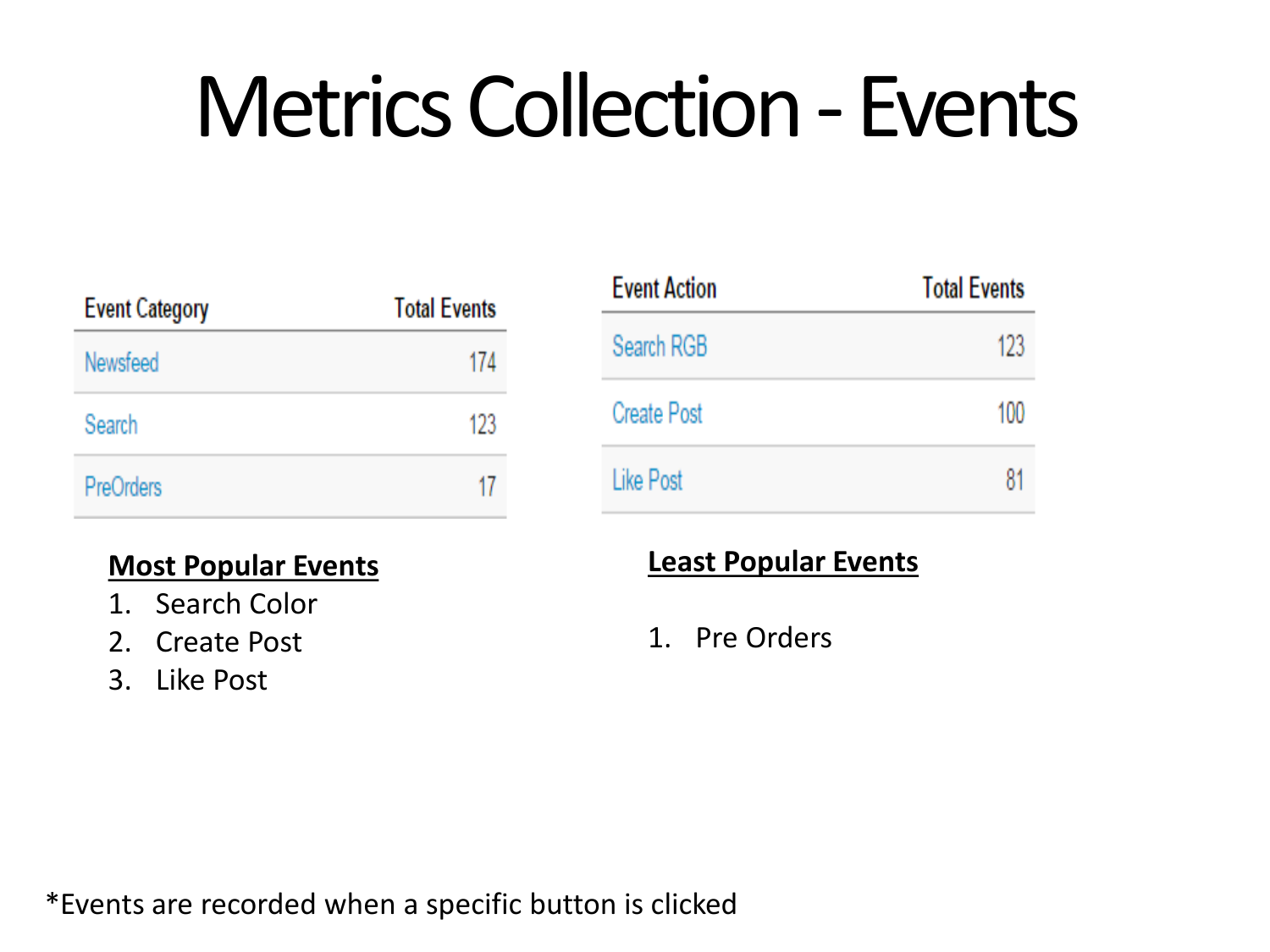# Metrics Collection - Events

| Event Category | Total Events |
| --- | --- |
| Newsfeed | 174 |
| Search | 123 |
| PreOrders | 17 |

| Event Action | Total Events |
| --- | --- |
| Search RGB | 123 |
| Create Post | 100 |
| Like Post | 81 |

**Most Popular Events**

1. Search Color
2. Create Post
3. Like Post

**Least Popular Events**

1. Pre Orders

*Events are recorded when a specific button is clicked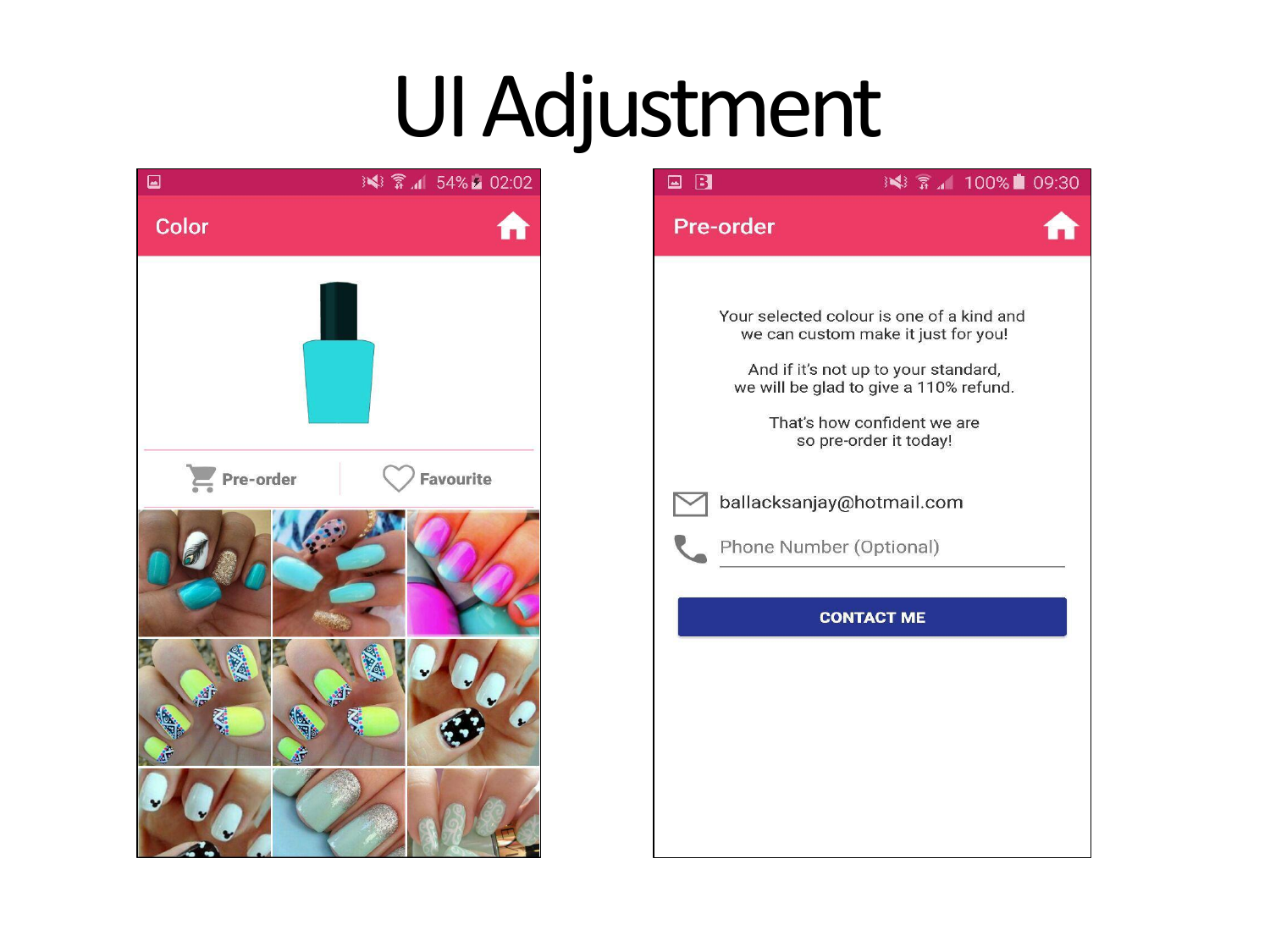# UI Adjustment

Color

Pre-order

Favourite

Pre-order

Your selected colour is one of a kind and
we can custom make it just for you!

And if it's not up to your standard,
we will be glad to give a 110% refund.

That's how confident we are
so pre-order it today!

ballacksanjay@hotmail.com

Phone Number (Optional)

CONTACT ME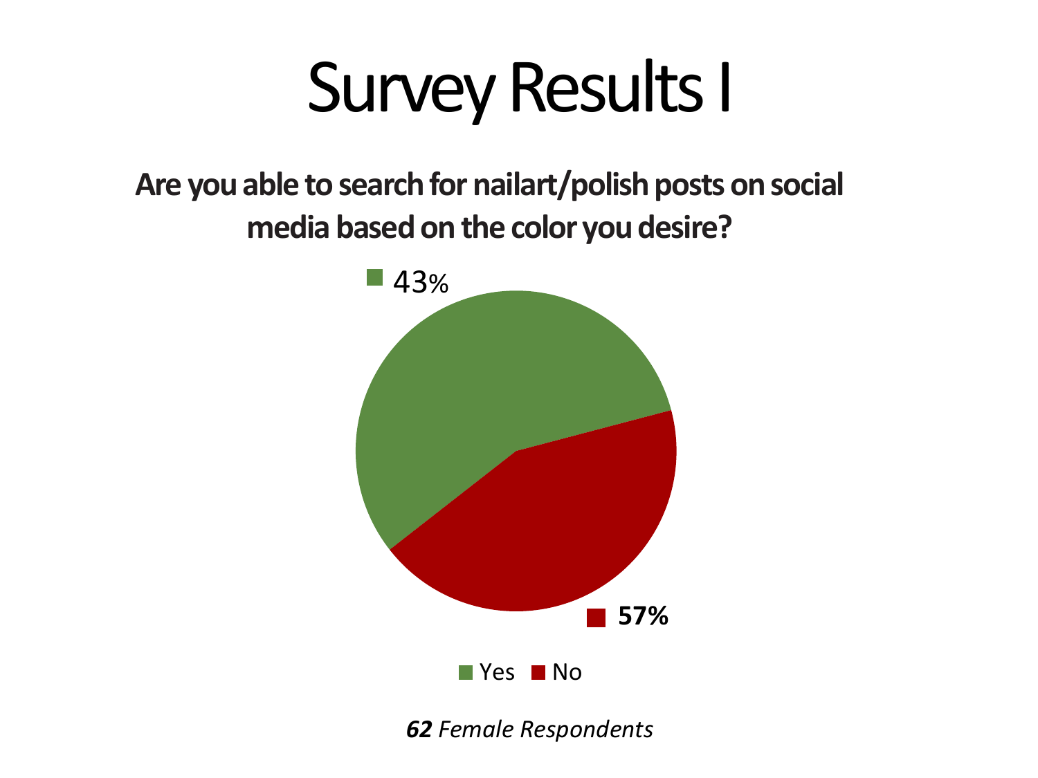# Survey Results I

**Are you able to search for nailart/polish posts on social media based on the color you desire?**

43%

57%

Yes No

***62*** *Female Respondents*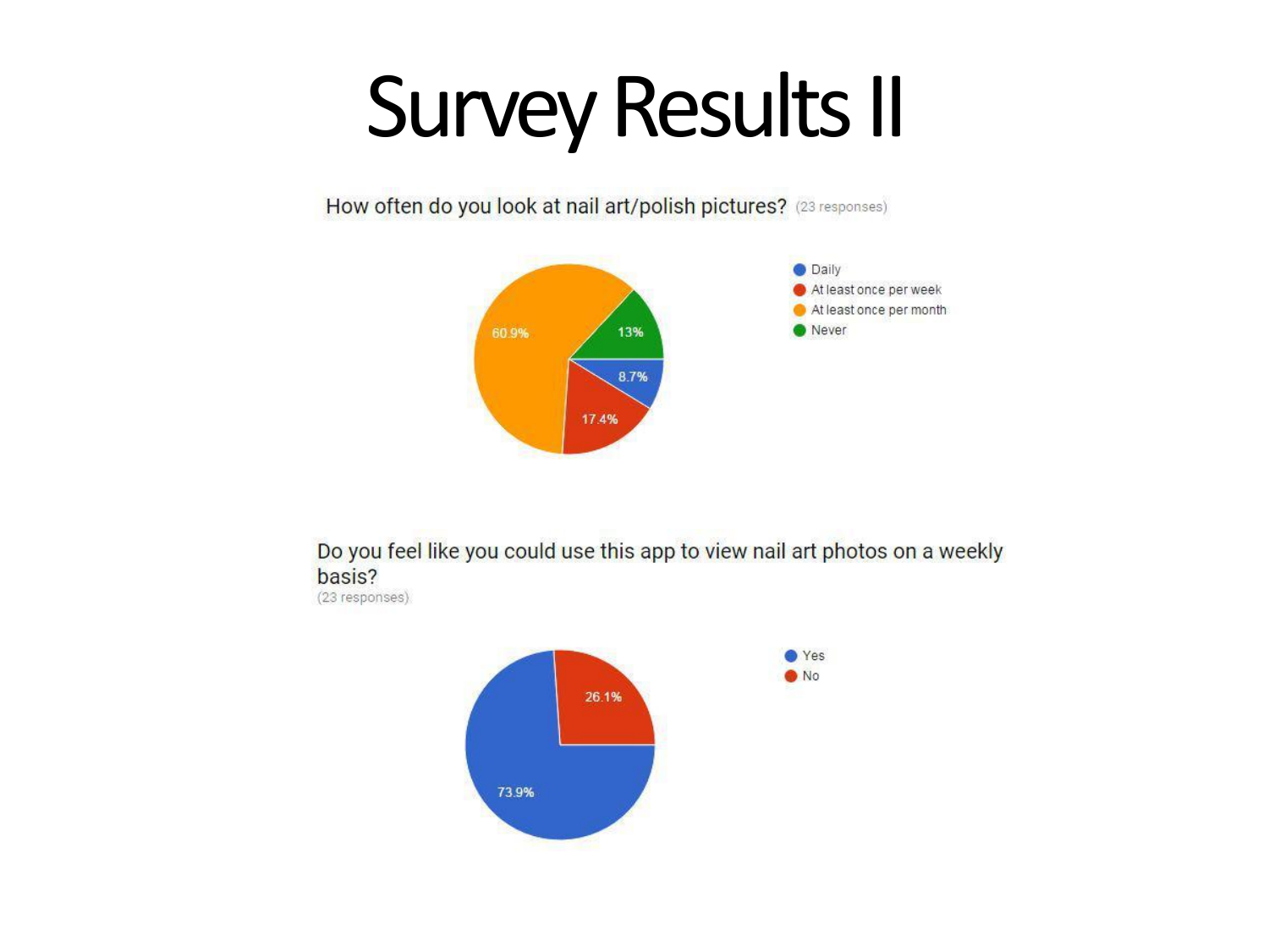# Survey Results II

How often do you look at nail art/polish pictures? (23 responses)

| Response | Percentage |
|---|---|
| Daily | 8.7% |
| At least once per week | 17.4% |
| At least once per month | 60.9% |
| Never | 13% |

Do you feel like you could use this app to view nail art photos on a weekly basis?
(23 responses)

| Response | Percentage |
|---|---|
| Yes | 73.9% |
| No | 26.1% |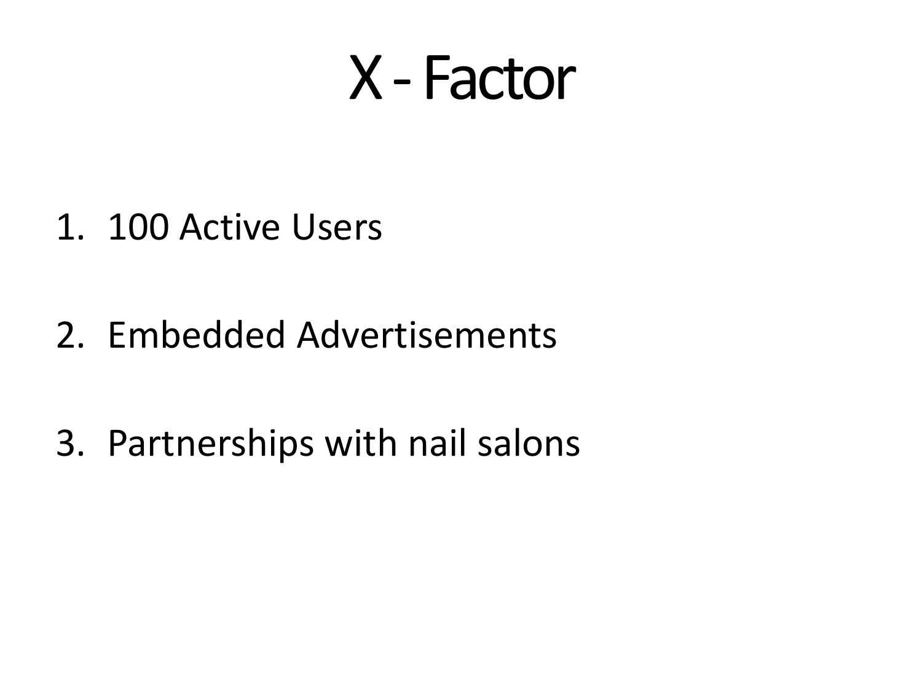# X - Factor

1. 100 Active Users

2. Embedded Advertisements

3. Partnerships with nail salons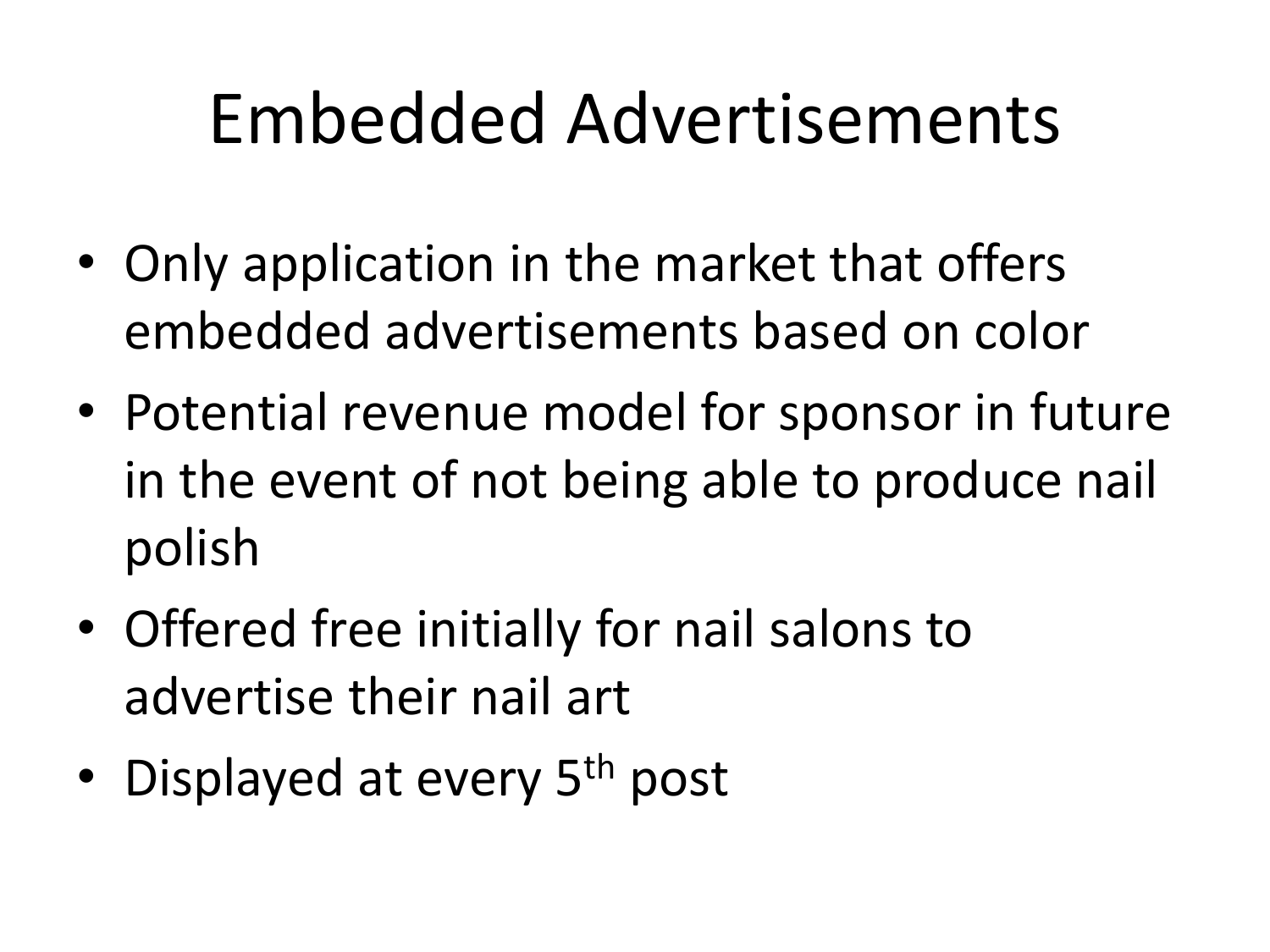# Embedded Advertisements

- Only application in the market that offers embedded advertisements based on color
- Potential revenue model for sponsor in future in the event of not being able to produce nail polish
- Offered free initially for nail salons to advertise their nail art
- Displayed at every 5th post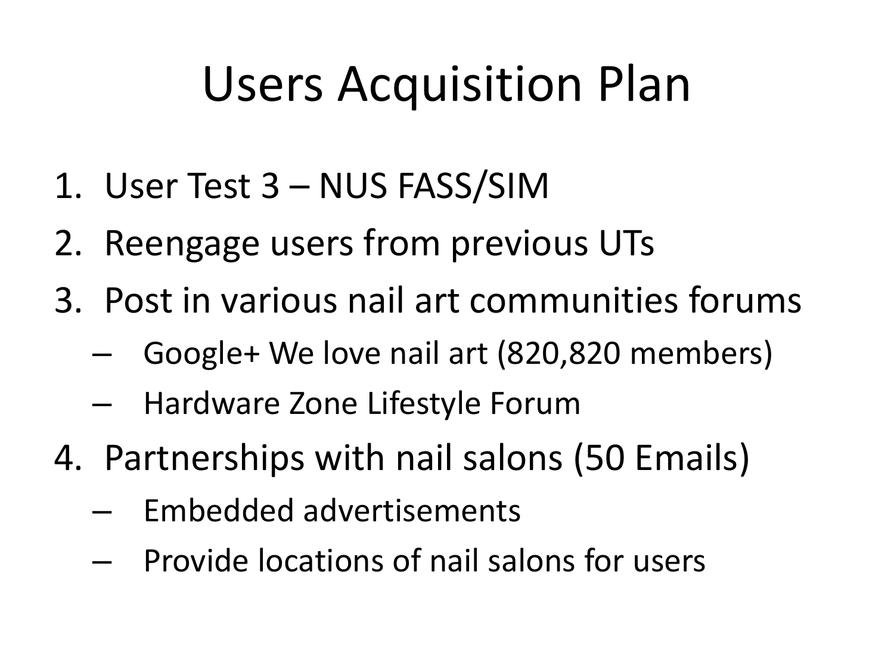# Users Acquisition Plan

1. User Test 3 – NUS FASS/SIM
2. Reengage users from previous UTs
3. Post in various nail art communities forums
   - Google+ We love nail art (820,820 members)
   - Hardware Zone Lifestyle Forum
4. Partnerships with nail salons (50 Emails)
   - Embedded advertisements
   - Provide locations of nail salons for users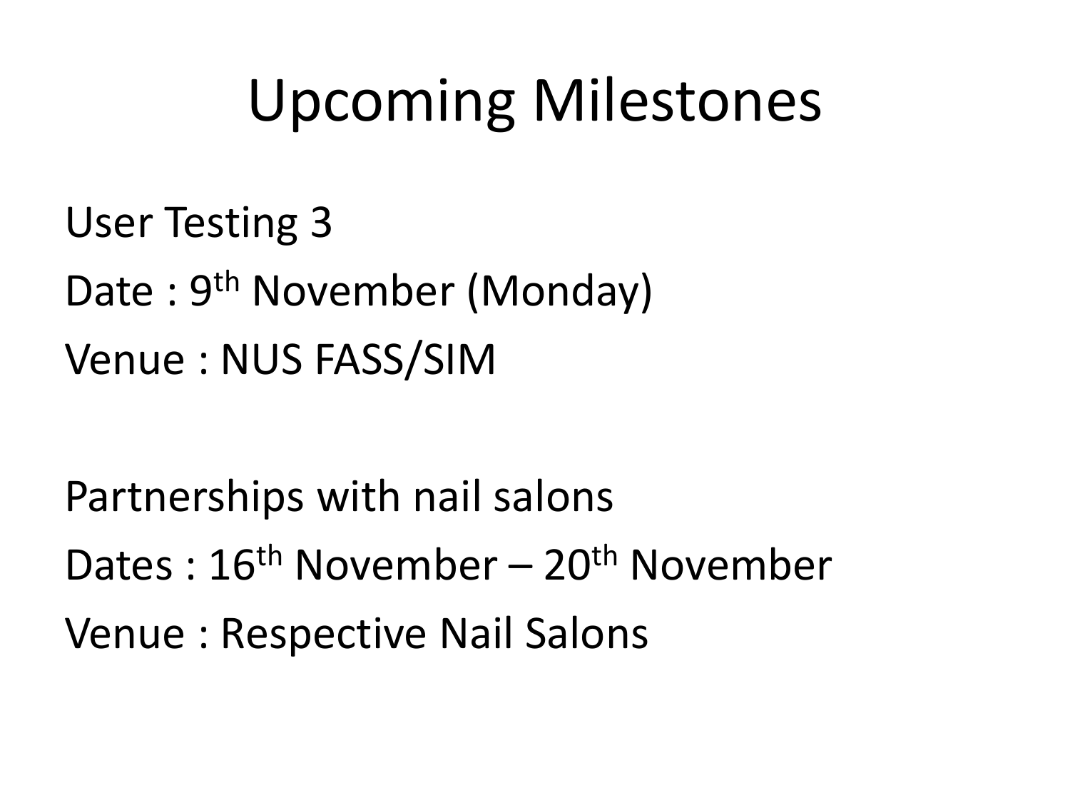# Upcoming Milestones

User Testing 3

Date : 9th November (Monday)

Venue : NUS FASS/SIM

Partnerships with nail salons

Dates : 16th November – 20th November

Venue : Respective Nail Salons